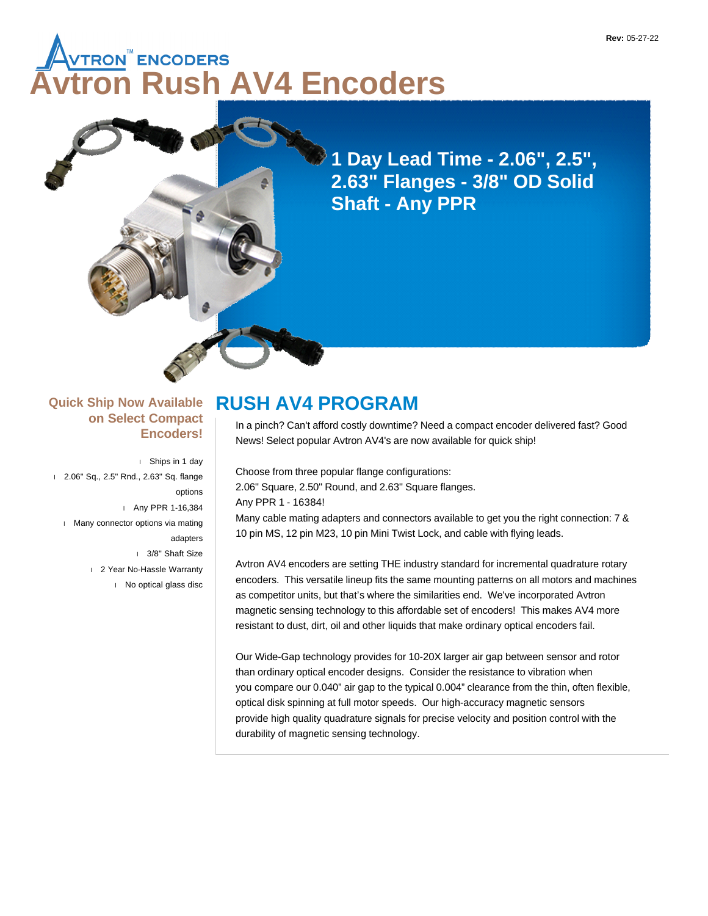Rev: 05-27-22

AVTRON™ ENCODERS

# Avtron Rush AV4 Encoders

**1 Day Lead Time - 2.06", 2.5", 2.63" Flanges - 3/8" OD Solid Shaft - Any PPR**

### Quick Ship Now Available on Select Compact Encoders!

- Ships in 1 day
- 2.06" Sq., 2.5" Rnd., 2.63" Sq. flange options
- Any PPR 1-16,384
- Many connector options via mating adapters
- 3/8" Shaft Size
- 2 Year No-Hassle Warranty
- No optical glass disc

## RUSH AV4 PROGRAM

In a pinch? Can't afford costly downtime? Need a compact encoder delivered fast? Good News! Select popular Avtron AV4's are now available for quick ship!

Choose from three popular flange configurations:
2.06" Square, 2.50" Round, and 2.63" Square flanges.
Any PPR 1 - 16384!
Many cable mating adapters and connectors available to get you the right connection: 7 & 10 pin MS, 12 pin M23, 10 pin Mini Twist Lock, and cable with flying leads.

Avtron AV4 encoders are setting THE industry standard for incremental quadrature rotary encoders. This versatile lineup fits the same mounting patterns on all motors and machines as competitor units, but that's where the similarities end. We've incorporated Avtron magnetic sensing technology to this affordable set of encoders! This makes AV4 more resistant to dust, dirt, oil and other liquids that make ordinary optical encoders fail.

Our Wide-Gap technology provides for 10-20X larger air gap between sensor and rotor than ordinary optical encoder designs. Consider the resistance to vibration when you compare our 0.040" air gap to the typical 0.004" clearance from the thin, often flexible, optical disk spinning at full motor speeds. Our high-accuracy magnetic sensors provide high quality quadrature signals for precise velocity and position control with the durability of magnetic sensing technology.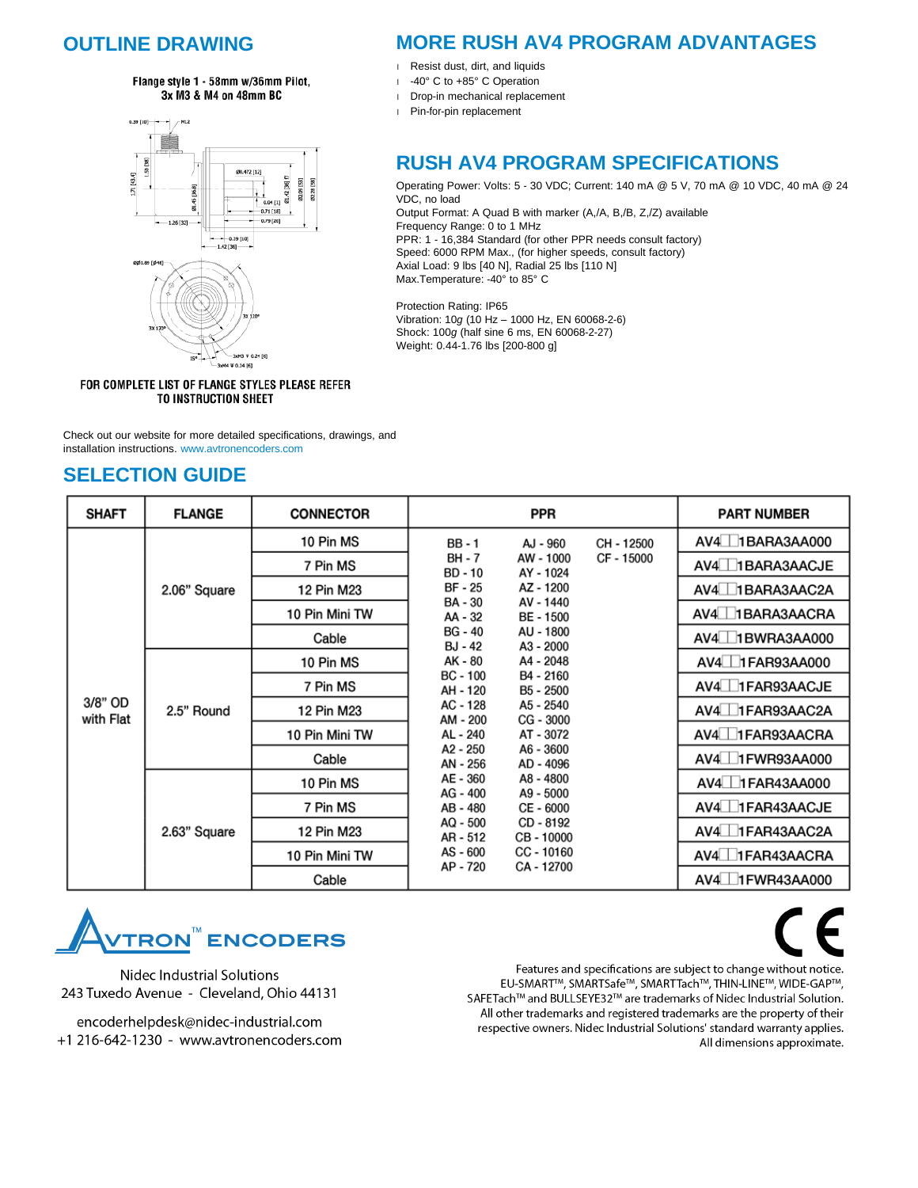## OUTLINE DRAWING

Flange style 1 - 58mm w/36mm Pilot, 3x M3 & M4 on 48mm BC

FOR COMPLETE LIST OF FLANGE STYLES PLEASE REFER TO INSTRUCTION SHEET

Check out our website for more detailed specifications, drawings, and installation instructions. www.avtronencoders.com

## MORE RUSH AV4 PROGRAM ADVANTAGES

- Resist dust, dirt, and liquids
- -40° C to +85° C Operation
- Drop-in mechanical replacement
- Pin-for-pin replacement

## RUSH AV4 PROGRAM SPECIFICATIONS

Operating Power: Volts: 5 - 30 VDC; Current: 140 mA @ 5 V, 70 mA @ 10 VDC, 40 mA @ 24 VDC, no load
Output Format: A Quad B with marker (A,/A, B,/B, Z,/Z) available
Frequency Range: 0 to 1 MHz
PPR: 1 - 16,384 Standard (for other PPR needs consult factory)
Speed: 6000 RPM Max., (for higher speeds, consult factory)
Axial Load: 9 lbs [40 N], Radial 25 lbs [110 N]
Max.Temperature: -40° to 85° C

Protection Rating: IP65
Vibration: 10g (10 Hz – 1000 Hz, EN 60068-2-6)
Shock: 100g (half sine 6 ms, EN 60068-2-27)
Weight: 0.44-1.76 lbs [200-800 g]

## SELECTION GUIDE

| SHAFT | FLANGE | CONNECTOR | PPR | PART NUMBER |
|---|---|---|---|---|
| 3/8" OD with Flat | 2.06" Square | 10 Pin MS | BB - 1, BH - 7, BD - 10, BF - 25, BA - 30, AA - 32, BG - 40, BJ - 42, AK - 80, BC - 100, AH - 120, AC - 128, AM - 200, AL - 240, A2 - 250, AN - 256, AE - 360, AG - 400, AB - 480, AQ - 500, AR - 512, AS - 600, AP - 720, AJ - 960, AW - 1000, AY - 1024, AZ - 1200, AV - 1440, BE - 1500, AU - 1800, A3 - 2000, A4 - 2048, B4 - 2160, B5 - 2500, A5 - 2540, CG - 3000, AT - 3072, A6 - 3600, AD - 4096, A8 - 4800, A9 - 5000, CE - 6000, CD - 8192, CB - 10000, CC - 10160, CA - 12700, CH - 12500, CF - 15000 | AV4☐1BARA3AA000 |
| | | 7 Pin MS | | AV4☐1BARA3AACJE |
| | | 12 Pin M23 | | AV4☐1BARA3AAC2A |
| | | 10 Pin Mini TW | | AV4☐1BARA3AACRA |
| | | Cable | | AV4☐1BWRA3AA000 |
| | 2.5" Round | 10 Pin MS | | AV4☐1FAR93AA000 |
| | | 7 Pin MS | | AV4☐1FAR93AACJE |
| | | 12 Pin M23 | | AV4☐1FAR93AAC2A |
| | | 10 Pin Mini TW | | AV4☐1FAR93AACRA |
| | | Cable | | AV4☐1FWR93AA000 |
| | 2.63" Square | 10 Pin MS | | AV4☐1FAR43AA000 |
| | | 7 Pin MS | | AV4☐1FAR43AACJE |
| | | 12 Pin M23 | | AV4☐1FAR43AAC2A |
| | | 10 Pin Mini TW | | AV4☐1FAR43AACRA |
| | | Cable | | AV4☐1FWR43AA000 |

AVTRON™ ENCODERS

Nidec Industrial Solutions
243 Tuxedo Avenue - Cleveland, Ohio 44131

encoderhelpdesk@nidec-industrial.com
+1 216-642-1230 - www.avtronencoders.com

Features and specifications are subject to change without notice.
EU-SMART™, SMARTSafe™, SMARTTach™, THIN-LINE™, WIDE-GAP™, SAFETach™ and BULLSEYE32™ are trademarks of Nidec Industrial Solution.
All other trademarks and registered trademarks are the property of their respective owners. Nidec Industrial Solutions' standard warranty applies.
All dimensions approximate.